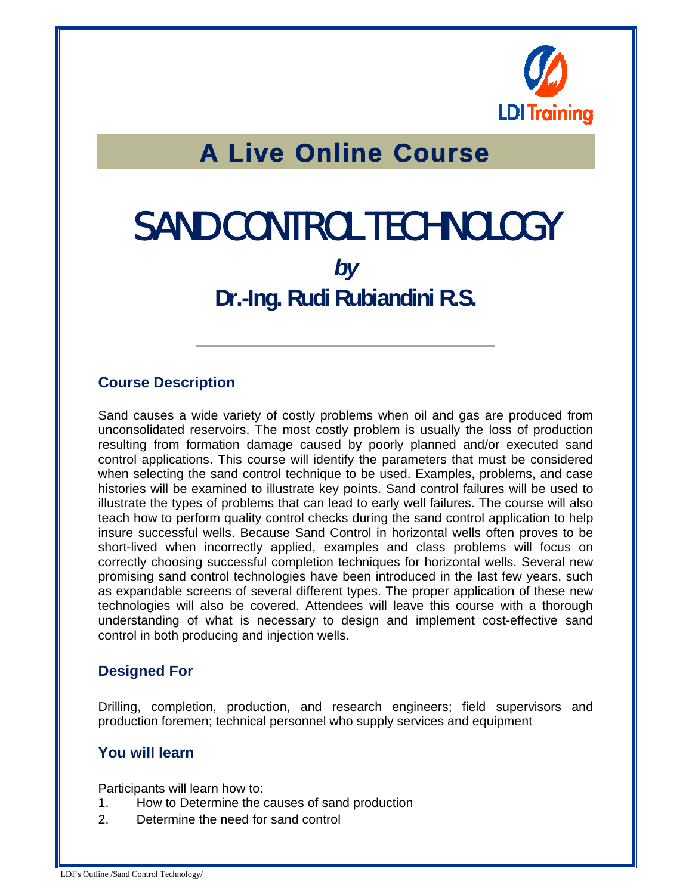## A Live Online Course

# SAND CONTROL TECHNOLOGY

***by***

## Dr.-Ing. Rudi Rubiandini R.S.

---

### Course Description

Sand causes a wide variety of costly problems when oil and gas are produced from unconsolidated reservoirs. The most costly problem is usually the loss of production resulting from formation damage caused by poorly planned and/or executed sand control applications. This course will identify the parameters that must be considered when selecting the sand control technique to be used. Examples, problems, and case histories will be examined to illustrate key points. Sand control failures will be used to illustrate the types of problems that can lead to early well failures. The course will also teach how to perform quality control checks during the sand control application to help insure successful wells. Because Sand Control in horizontal wells often proves to be short-lived when incorrectly applied, examples and class problems will focus on correctly choosing successful completion techniques for horizontal wells. Several new promising sand control technologies have been introduced in the last few years, such as expandable screens of several different types. The proper application of these new technologies will also be covered. Attendees will leave this course with a thorough understanding of what is necessary to design and implement cost-effective sand control in both producing and injection wells.

### Designed For

Drilling, completion, production, and research engineers; field supervisors and production foremen; technical personnel who supply services and equipment

### You will learn

Participants will learn how to:

1. How to Determine the causes of sand production
2. Determine the need for sand control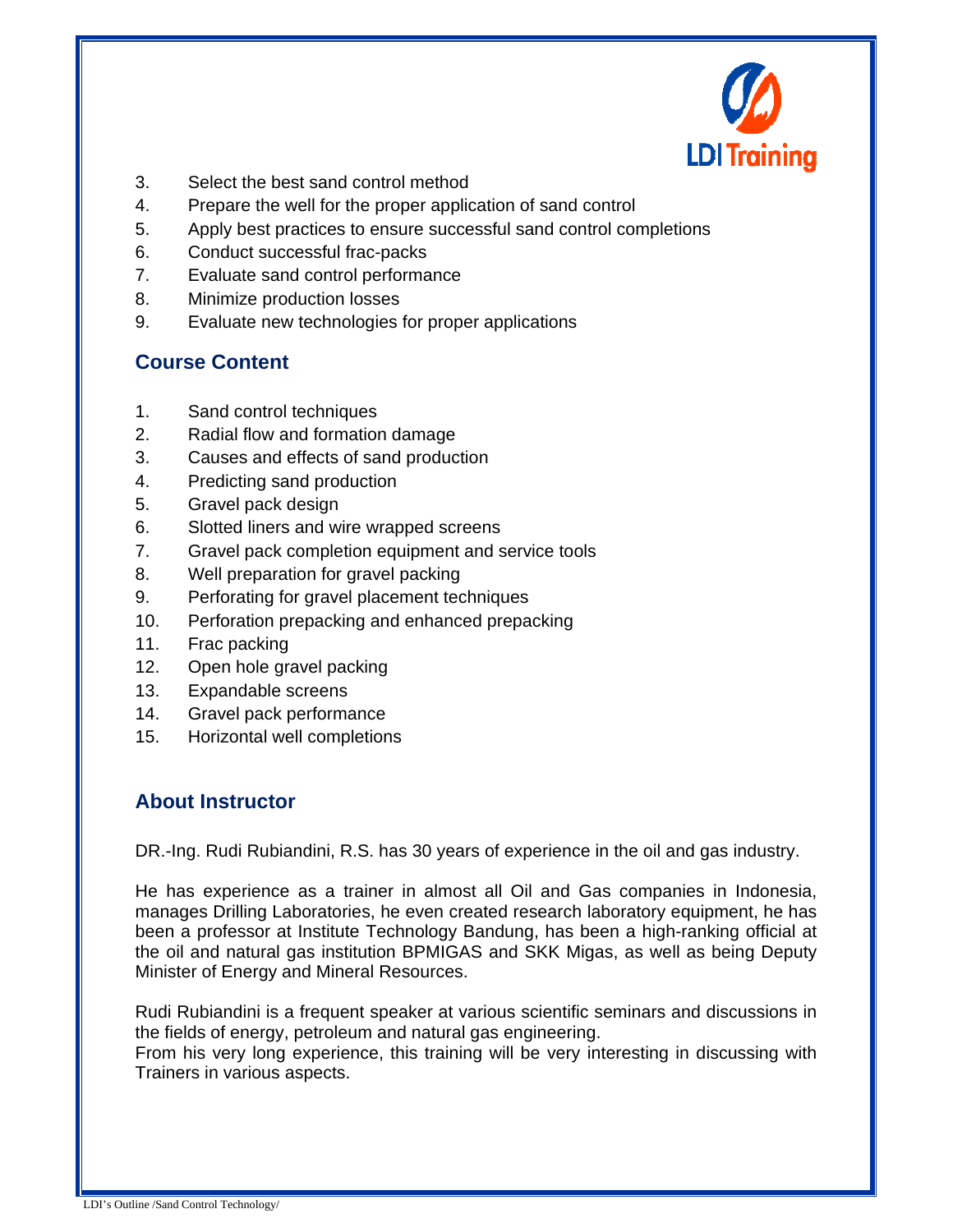3. Select the best sand control method
4. Prepare the well for the proper application of sand control
5. Apply best practices to ensure successful sand control completions
6. Conduct successful frac-packs
7. Evaluate sand control performance
8. Minimize production losses
9. Evaluate new technologies for proper applications

## Course Content

1. Sand control techniques
2. Radial flow and formation damage
3. Causes and effects of sand production
4. Predicting sand production
5. Gravel pack design
6. Slotted liners and wire wrapped screens
7. Gravel pack completion equipment and service tools
8. Well preparation for gravel packing
9. Perforating for gravel placement techniques
10. Perforation prepacking and enhanced prepacking
11. Frac packing
12. Open hole gravel packing
13. Expandable screens
14. Gravel pack performance
15. Horizontal well completions

## About Instructor

DR.-Ing. Rudi Rubiandini, R.S. has 30 years of experience in the oil and gas industry.

He has experience as a trainer in almost all Oil and Gas companies in Indonesia, manages Drilling Laboratories, he even created research laboratory equipment, he has been a professor at Institute Technology Bandung, has been a high-ranking official at the oil and natural gas institution BPMIGAS and SKK Migas, as well as being Deputy Minister of Energy and Mineral Resources.

Rudi Rubiandini is a frequent speaker at various scientific seminars and discussions in the fields of energy, petroleum and natural gas engineering.
From his very long experience, this training will be very interesting in discussing with Trainers in various aspects.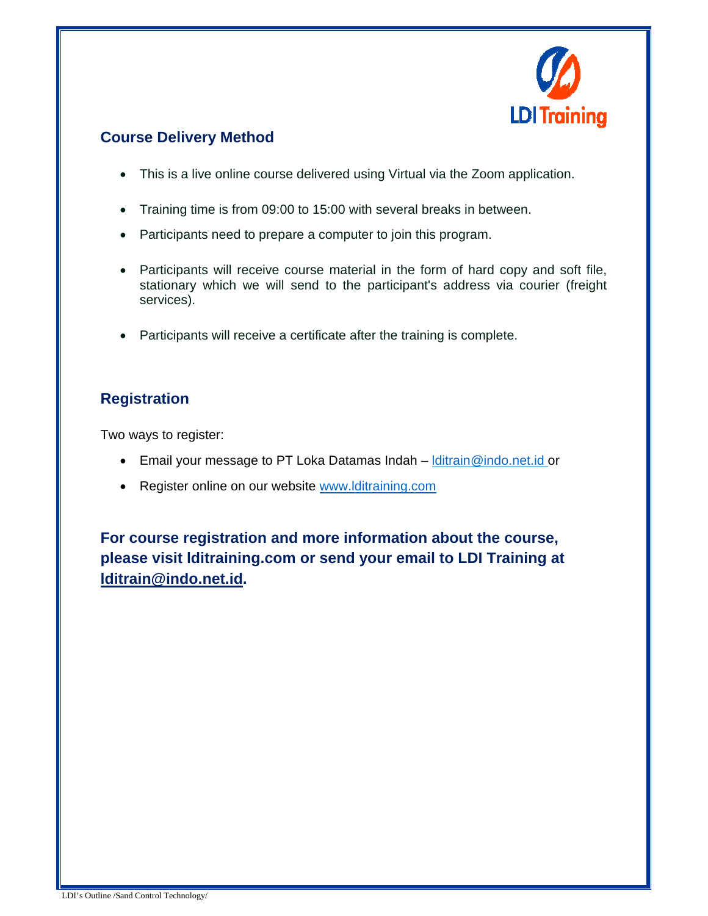## Course Delivery Method

- This is a live online course delivered using Virtual via the Zoom application.
- Training time is from 09:00 to 15:00 with several breaks in between.
- Participants need to prepare a computer to join this program.
- Participants will receive course material in the form of hard copy and soft file, stationary which we will send to the participant's address via courier (freight services).
- Participants will receive a certificate after the training is complete.

## Registration

Two ways to register:

- Email your message to PT Loka Datamas Indah – lditrain@indo.net.id or
- Register online on our website www.lditraining.com

**For course registration and more information about the course, please visit lditraining.com or send your email to LDI Training at lditrain@indo.net.id.**